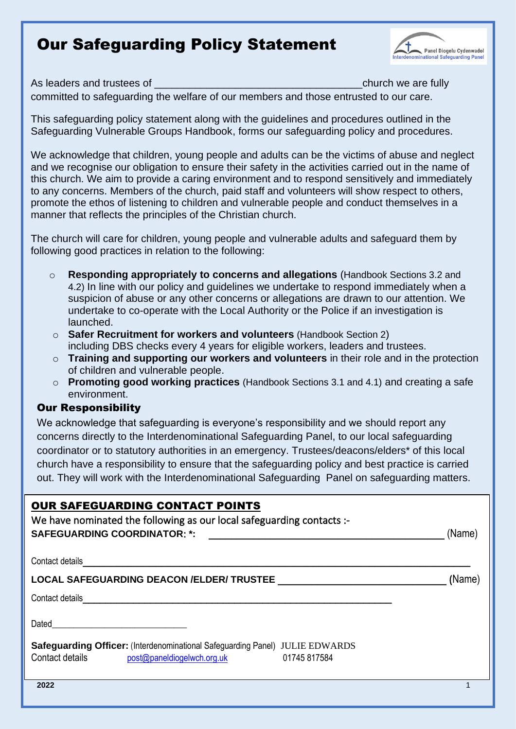# Our Safeguarding Policy Statement

Panel Diogelu Cydenwadol
Interdenominational Safeguarding Panel

As leaders and trustees of ___________________________________church we are fully committed to safeguarding the welfare of our members and those entrusted to our care.

This safeguarding policy statement along with the guidelines and procedures outlined in the Safeguarding Vulnerable Groups Handbook, forms our safeguarding policy and procedures.

We acknowledge that children, young people and adults can be the victims of abuse and neglect and we recognise our obligation to ensure their safety in the activities carried out in the name of this church. We aim to provide a caring environment and to respond sensitively and immediately to any concerns. Members of the church, paid staff and volunteers will show respect to others, promote the ethos of listening to children and vulnerable people and conduct themselves in a manner that reflects the principles of the Christian church.

The church will care for children, young people and vulnerable adults and safeguard them by following good practices in relation to the following:

- **Responding appropriately to concerns and allegations** (Handbook Sections 3.2 and 4.2) In line with our policy and guidelines we undertake to respond immediately when a suspicion of abuse or any other concerns or allegations are drawn to our attention. We undertake to co-operate with the Local Authority or the Police if an investigation is launched.
- **Safer Recruitment for workers and volunteers** (Handbook Section 2) including DBS checks every 4 years for eligible workers, leaders and trustees.
- **Training and supporting our workers and volunteers** in their role and in the protection of children and vulnerable people.
- **Promoting good working practices** (Handbook Sections 3.1 and 4.1) and creating a safe environment.

## Our Responsibility

We acknowledge that safeguarding is everyone's responsibility and we should report any concerns directly to the Interdenominational Safeguarding Panel, to our local safeguarding coordinator or to statutory authorities in an emergency. Trustees/deacons/elders* of this local church have a responsibility to ensure that the safeguarding policy and best practice is carried out. They will work with the Interdenominational Safeguarding Panel on safeguarding matters.

## OUR SAFEGUARDING CONTACT POINTS

We have nominated the following as our local safeguarding contacts :-

**SAFEGUARDING COORDINATOR: \*:** _____________________________________ (Name)

Contact details_____________________________________________________________

**LOCAL SAFEGUARDING DEACON /ELDER/ TRUSTEE** ___________________________ (Name)

Contact details___________________________________________________

Dated____________________________

**Safeguarding Officer:** (Interdenominational Safeguarding Panel) JULIE EDWARDS
Contact details post@paneldiogelwch.org.uk 01745 817584

2022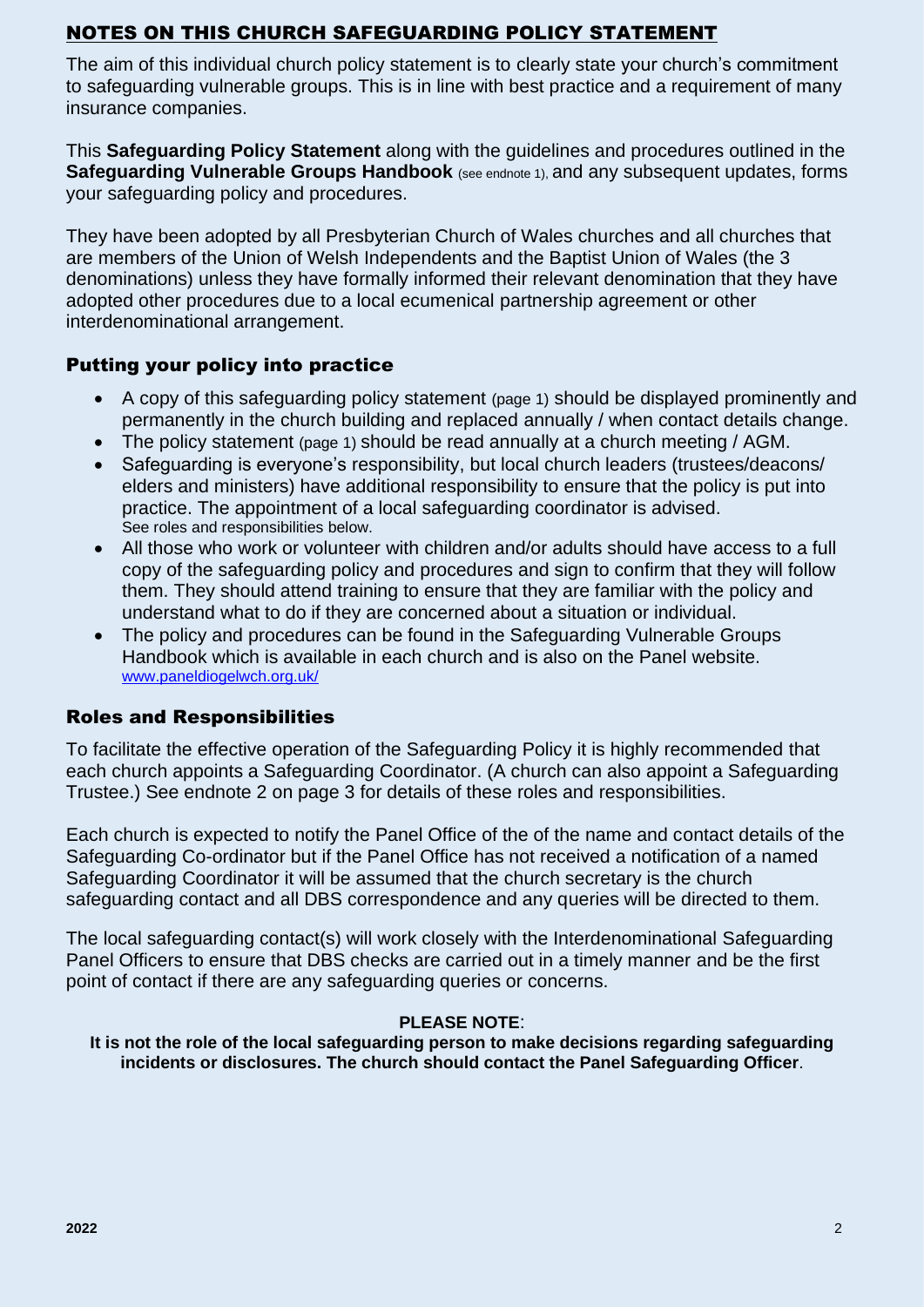## NOTES ON THIS CHURCH SAFEGUARDING POLICY STATEMENT

The aim of this individual church policy statement is to clearly state your church's commitment to safeguarding vulnerable groups. This is in line with best practice and a requirement of many insurance companies.

This **Safeguarding Policy Statement** along with the guidelines and procedures outlined in the **Safeguarding Vulnerable Groups Handbook** (see endnote 1), and any subsequent updates, forms your safeguarding policy and procedures.

They have been adopted by all Presbyterian Church of Wales churches and all churches that are members of the Union of Welsh Independents and the Baptist Union of Wales (the 3 denominations) unless they have formally informed their relevant denomination that they have adopted other procedures due to a local ecumenical partnership agreement or other interdenominational arrangement.

### Putting your policy into practice

- A copy of this safeguarding policy statement (page 1) should be displayed prominently and permanently in the church building and replaced annually / when contact details change.
- The policy statement (page 1) should be read annually at a church meeting / AGM.
- Safeguarding is everyone's responsibility, but local church leaders (trustees/deacons/ elders and ministers) have additional responsibility to ensure that the policy is put into practice. The appointment of a local safeguarding coordinator is advised. See roles and responsibilities below.
- All those who work or volunteer with children and/or adults should have access to a full copy of the safeguarding policy and procedures and sign to confirm that they will follow them. They should attend training to ensure that they are familiar with the policy and understand what to do if they are concerned about a situation or individual.
- The policy and procedures can be found in the Safeguarding Vulnerable Groups Handbook which is available in each church and is also on the Panel website. www.paneldiogelwch.org.uk/

### Roles and Responsibilities

To facilitate the effective operation of the Safeguarding Policy it is highly recommended that each church appoints a Safeguarding Coordinator. (A church can also appoint a Safeguarding Trustee.) See endnote 2 on page 3 for details of these roles and responsibilities.

Each church is expected to notify the Panel Office of the of the name and contact details of the Safeguarding Co-ordinator but if the Panel Office has not received a notification of a named Safeguarding Coordinator it will be assumed that the church secretary is the church safeguarding contact and all DBS correspondence and any queries will be directed to them.

The local safeguarding contact(s) will work closely with the Interdenominational Safeguarding Panel Officers to ensure that DBS checks are carried out in a timely manner and be the first point of contact if there are any safeguarding queries or concerns.

**PLEASE NOTE**:

**It is not the role of the local safeguarding person to make decisions regarding safeguarding incidents or disclosures. The church should contact the Panel Safeguarding Officer**.

**2022**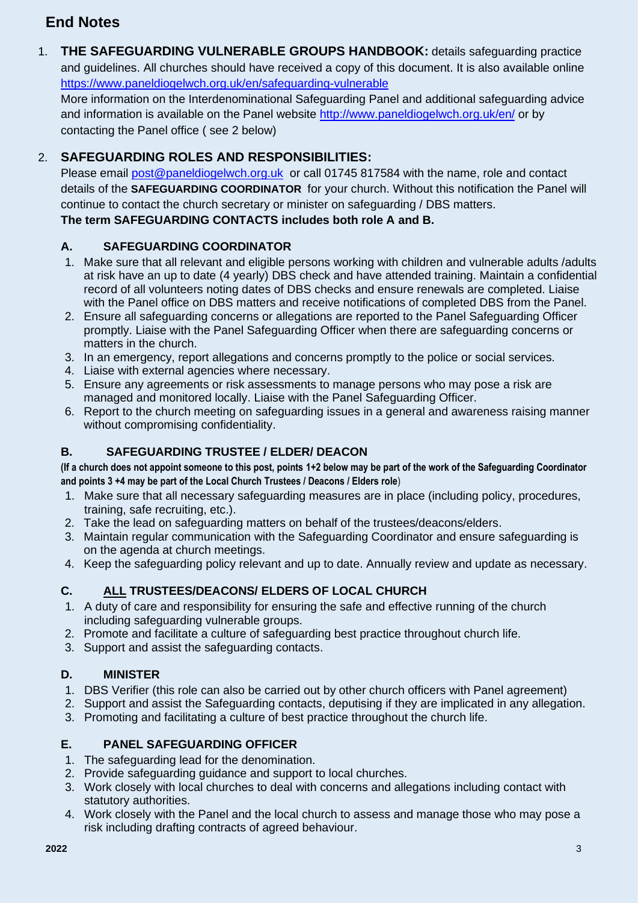# End Notes

1. **THE SAFEGUARDING VULNERABLE GROUPS HANDBOOK:** details safeguarding practice and guidelines. All churches should have received a copy of this document. It is also available online https://www.paneldiogelwch.org.uk/en/safeguarding-vulnerable
   More information on the Interdenominational Safeguarding Panel and additional safeguarding advice and information is available on the Panel website http://www.paneldiogelwch.org.uk/en/ or by contacting the Panel office ( see 2 below)

2. **SAFEGUARDING ROLES AND RESPONSIBILITIES:**
   Please email post@paneldiogelwch.org.uk or call 01745 817584 with the name, role and contact details of the **SAFEGUARDING COORDINATOR** for your church. Without this notification the Panel will continue to contact the church secretary or minister on safeguarding / DBS matters.
   **The term SAFEGUARDING CONTACTS includes both role A and B.**

### A. SAFEGUARDING COORDINATOR

1. Make sure that all relevant and eligible persons working with children and vulnerable adults /adults at risk have an up to date (4 yearly) DBS check and have attended training. Maintain a confidential record of all volunteers noting dates of DBS checks and ensure renewals are completed. Liaise with the Panel office on DBS matters and receive notifications of completed DBS from the Panel.
2. Ensure all safeguarding concerns or allegations are reported to the Panel Safeguarding Officer promptly. Liaise with the Panel Safeguarding Officer when there are safeguarding concerns or matters in the church.
3. In an emergency, report allegations and concerns promptly to the police or social services.
4. Liaise with external agencies where necessary.
5. Ensure any agreements or risk assessments to manage persons who may pose a risk are managed and monitored locally. Liaise with the Panel Safeguarding Officer.
6. Report to the church meeting on safeguarding issues in a general and awareness raising manner without compromising confidentiality.

### B. SAFEGUARDING TRUSTEE / ELDER/ DEACON

**(If a church does not appoint someone to this post, points 1+2 below may be part of the work of the Safeguarding Coordinator and points 3 +4 may be part of the Local Church Trustees / Deacons / Elders role)**

1. Make sure that all necessary safeguarding measures are in place (including policy, procedures, training, safe recruiting, etc.).
2. Take the lead on safeguarding matters on behalf of the trustees/deacons/elders.
3. Maintain regular communication with the Safeguarding Coordinator and ensure safeguarding is on the agenda at church meetings.
4. Keep the safeguarding policy relevant and up to date. Annually review and update as necessary.

### C. ALL TRUSTEES/DEACONS/ ELDERS OF LOCAL CHURCH

1. A duty of care and responsibility for ensuring the safe and effective running of the church including safeguarding vulnerable groups.
2. Promote and facilitate a culture of safeguarding best practice throughout church life.
3. Support and assist the safeguarding contacts.

### D. MINISTER

1. DBS Verifier (this role can also be carried out by other church officers with Panel agreement)
2. Support and assist the Safeguarding contacts, deputising if they are implicated in any allegation.
3. Promoting and facilitating a culture of best practice throughout the church life.

### E. PANEL SAFEGUARDING OFFICER

1. The safeguarding lead for the denomination.
2. Provide safeguarding guidance and support to local churches.
3. Work closely with local churches to deal with concerns and allegations including contact with statutory authorities.
4. Work closely with the Panel and the local church to assess and manage those who may pose a risk including drafting contracts of agreed behaviour.

2022